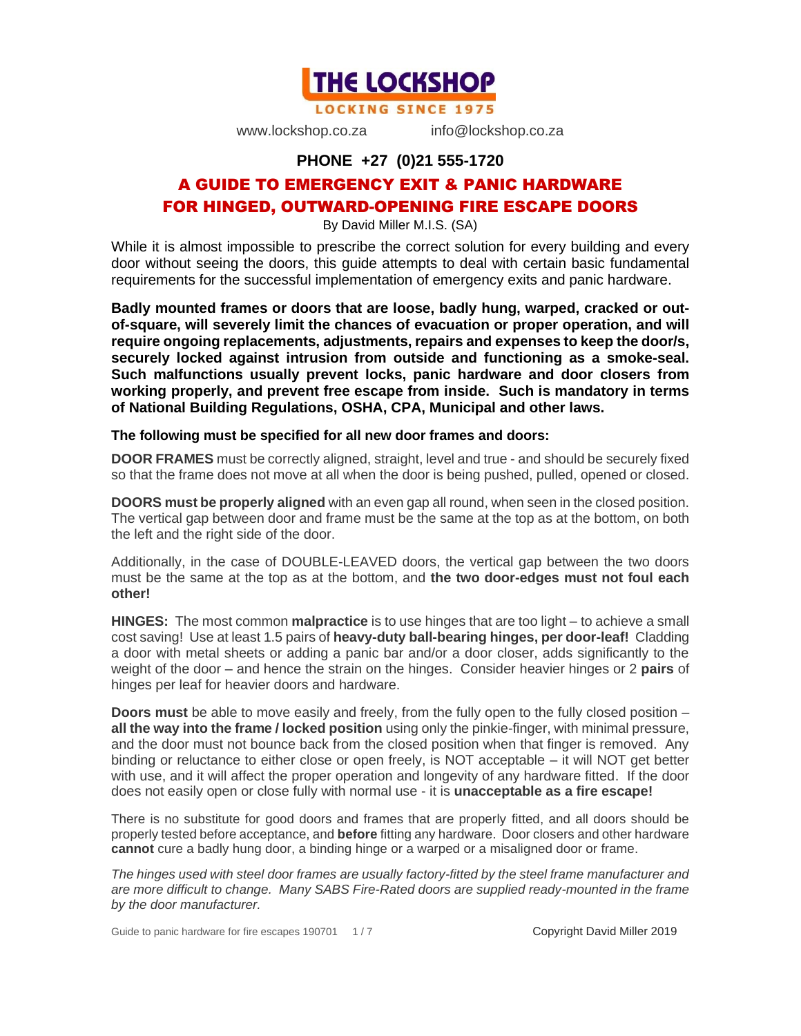**THE LOCKSHOP**

**LOCKING SINCE 1975**

www.lockshop.co.za info@lockshop.co.za

**PHONE +27 (0)21 555-1720**

# A GUIDE TO EMERGENCY EXIT & PANIC HARDWARE FOR HINGED, OUTWARD-OPENING FIRE ESCAPE DOORS

By David Miller M.I.S. (SA)

While it is almost impossible to prescribe the correct solution for every building and every door without seeing the doors, this guide attempts to deal with certain basic fundamental requirements for the successful implementation of emergency exits and panic hardware.

**Badly mounted frames or doors that are loose, badly hung, warped, cracked or out-of-square, will severely limit the chances of evacuation or proper operation, and will require ongoing replacements, adjustments, repairs and expenses to keep the door/s, securely locked against intrusion from outside and functioning as a smoke-seal. Such malfunctions usually prevent locks, panic hardware and door closers from working properly, and prevent free escape from inside. Such is mandatory in terms of National Building Regulations, OSHA, CPA, Municipal and other laws.**

**The following must be specified for all new door frames and doors:**

**DOOR FRAMES** must be correctly aligned, straight, level and true - and should be securely fixed so that the frame does not move at all when the door is being pushed, pulled, opened or closed.

**DOORS must be properly aligned** with an even gap all round, when seen in the closed position. The vertical gap between door and frame must be the same at the top as at the bottom, on both the left and the right side of the door.

Additionally, in the case of DOUBLE-LEAVED doors, the vertical gap between the two doors must be the same at the top as at the bottom, and **the two door-edges must not foul each other!**

**HINGES:** The most common **malpractice** is to use hinges that are too light – to achieve a small cost saving! Use at least 1.5 pairs of **heavy-duty ball-bearing hinges, per door-leaf!** Cladding a door with metal sheets or adding a panic bar and/or a door closer, adds significantly to the weight of the door – and hence the strain on the hinges. Consider heavier hinges or 2 **pairs** of hinges per leaf for heavier doors and hardware.

**Doors must** be able to move easily and freely, from the fully open to the fully closed position – **all the way into the frame / locked position** using only the pinkie-finger, with minimal pressure, and the door must not bounce back from the closed position when that finger is removed. Any binding or reluctance to either close or open freely, is NOT acceptable – it will NOT get better with use, and it will affect the proper operation and longevity of any hardware fitted. If the door does not easily open or close fully with normal use - it is **unacceptable as a fire escape!**

There is no substitute for good doors and frames that are properly fitted, and all doors should be properly tested before acceptance, and **before** fitting any hardware. Door closers and other hardware **cannot** cure a badly hung door, a binding hinge or a warped or a misaligned door or frame.

*The hinges used with steel door frames are usually factory-fitted by the steel frame manufacturer and are more difficult to change. Many SABS Fire-Rated doors are supplied ready-mounted in the frame by the door manufacturer.*

Guide to panic hardware for fire escapes 190701 Copyright David Miller 2019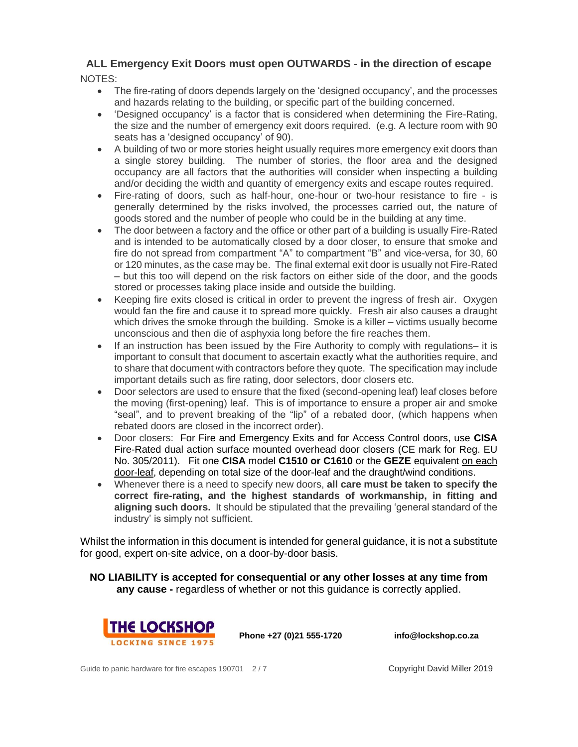## ALL Emergency Exit Doors must open OUTWARDS - in the direction of escape

NOTES:

- The fire-rating of doors depends largely on the 'designed occupancy', and the processes and hazards relating to the building, or specific part of the building concerned.
- 'Designed occupancy' is a factor that is considered when determining the Fire-Rating, the size and the number of emergency exit doors required. (e.g. A lecture room with 90 seats has a 'designed occupancy' of 90).
- A building of two or more stories height usually requires more emergency exit doors than a single storey building. The number of stories, the floor area and the designed occupancy are all factors that the authorities will consider when inspecting a building and/or deciding the width and quantity of emergency exits and escape routes required.
- Fire-rating of doors, such as half-hour, one-hour or two-hour resistance to fire - is generally determined by the risks involved, the processes carried out, the nature of goods stored and the number of people who could be in the building at any time.
- The door between a factory and the office or other part of a building is usually Fire-Rated and is intended to be automatically closed by a door closer, to ensure that smoke and fire do not spread from compartment "A" to compartment "B" and vice-versa, for 30, 60 or 120 minutes, as the case may be. The final external exit door is usually not Fire-Rated – but this too will depend on the risk factors on either side of the door, and the goods stored or processes taking place inside and outside the building.
- Keeping fire exits closed is critical in order to prevent the ingress of fresh air. Oxygen would fan the fire and cause it to spread more quickly. Fresh air also causes a draught which drives the smoke through the building. Smoke is a killer – victims usually become unconscious and then die of asphyxia long before the fire reaches them.
- If an instruction has been issued by the Fire Authority to comply with regulations– it is important to consult that document to ascertain exactly what the authorities require, and to share that document with contractors before they quote. The specification may include important details such as fire rating, door selectors, door closers etc.
- Door selectors are used to ensure that the fixed (second-opening leaf) leaf closes before the moving (first-opening) leaf. This is of importance to ensure a proper air and smoke "seal", and to prevent breaking of the "lip" of a rebated door, (which happens when rebated doors are closed in the incorrect order).
- Door closers: For Fire and Emergency Exits and for Access Control doors, use **CISA** Fire-Rated dual action surface mounted overhead door closers (CE mark for Reg. EU No. 305/2011). Fit one **CISA** model **C1510 or C1610** or the **GEZE** equivalent on each door-leaf, depending on total size of the door-leaf and the draught/wind conditions.
- Whenever there is a need to specify new doors, **all care must be taken to specify the correct fire-rating, and the highest standards of workmanship, in fitting and aligning such doors.** It should be stipulated that the prevailing 'general standard of the industry' is simply not sufficient.

Whilst the information in this document is intended for general guidance, it is not a substitute for good, expert on-site advice, on a door-by-door basis.

**NO LIABILITY is accepted for consequential or any other losses at any time from any cause -** regardless of whether or not this guidance is correctly applied.

THE LOCKSHOP
LOCKING SINCE 1975

**Phone +27 (0)21 555-1720** **info@lockshop.co.za**

Guide to panic hardware for fire escapes 190701 Copyright David Miller 2019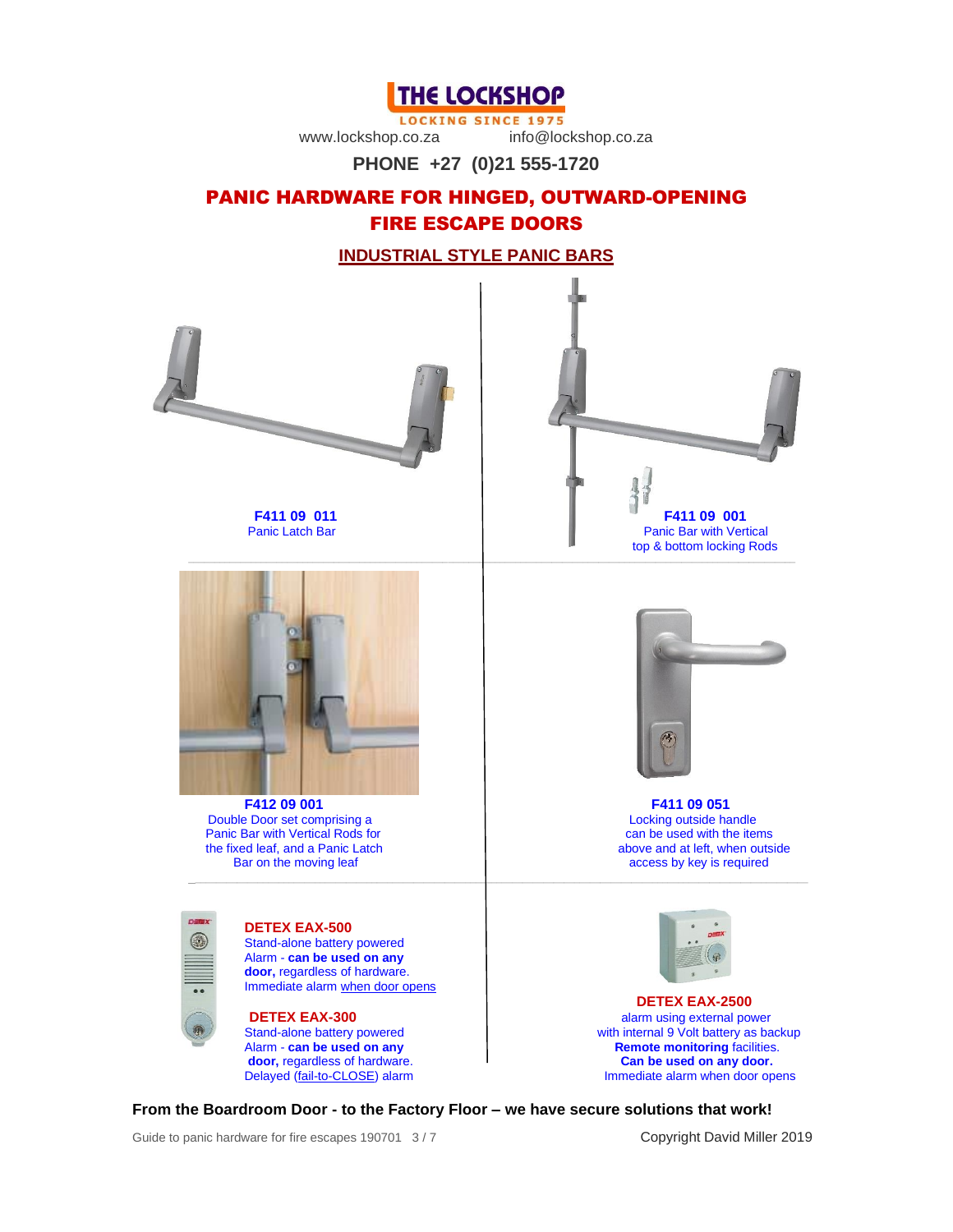THE LOCKSHOP

LOCKING SINCE 1975

www.lockshop.co.za info@lockshop.co.za

**PHONE +27 (0)21 555-1720**

# PANIC HARDWARE FOR HINGED, OUTWARD-OPENING FIRE ESCAPE DOORS

## INDUSTRIAL STYLE PANIC BARS

**F411 09 011**
Panic Latch Bar

**F411 09 001**
Panic Bar with Vertical top & bottom locking Rods

**F412 09 001**
Double Door set comprising a Panic Bar with Vertical Rods for the fixed leaf, and a Panic Latch Bar on the moving leaf

**F411 09 051**
Locking outside handle can be used with the items above and at left, when outside access by key is required

**DETEX EAX-500**
Stand-alone battery powered Alarm - **can be used on any door,** regardless of hardware. Immediate alarm when door opens

**DETEX EAX-300**
Stand-alone battery powered Alarm - **can be used on any door,** regardless of hardware. Delayed (fail-to-CLOSE) alarm

**DETEX EAX-2500**
alarm using external power with internal 9 Volt battery as backup
**Remote monitoring** facilities.
**Can be used on any door.**
Immediate alarm when door opens

**From the Boardroom Door - to the Factory Floor – we have secure solutions that work!**

Guide to panic hardware for fire escapes 190701

Copyright David Miller 2019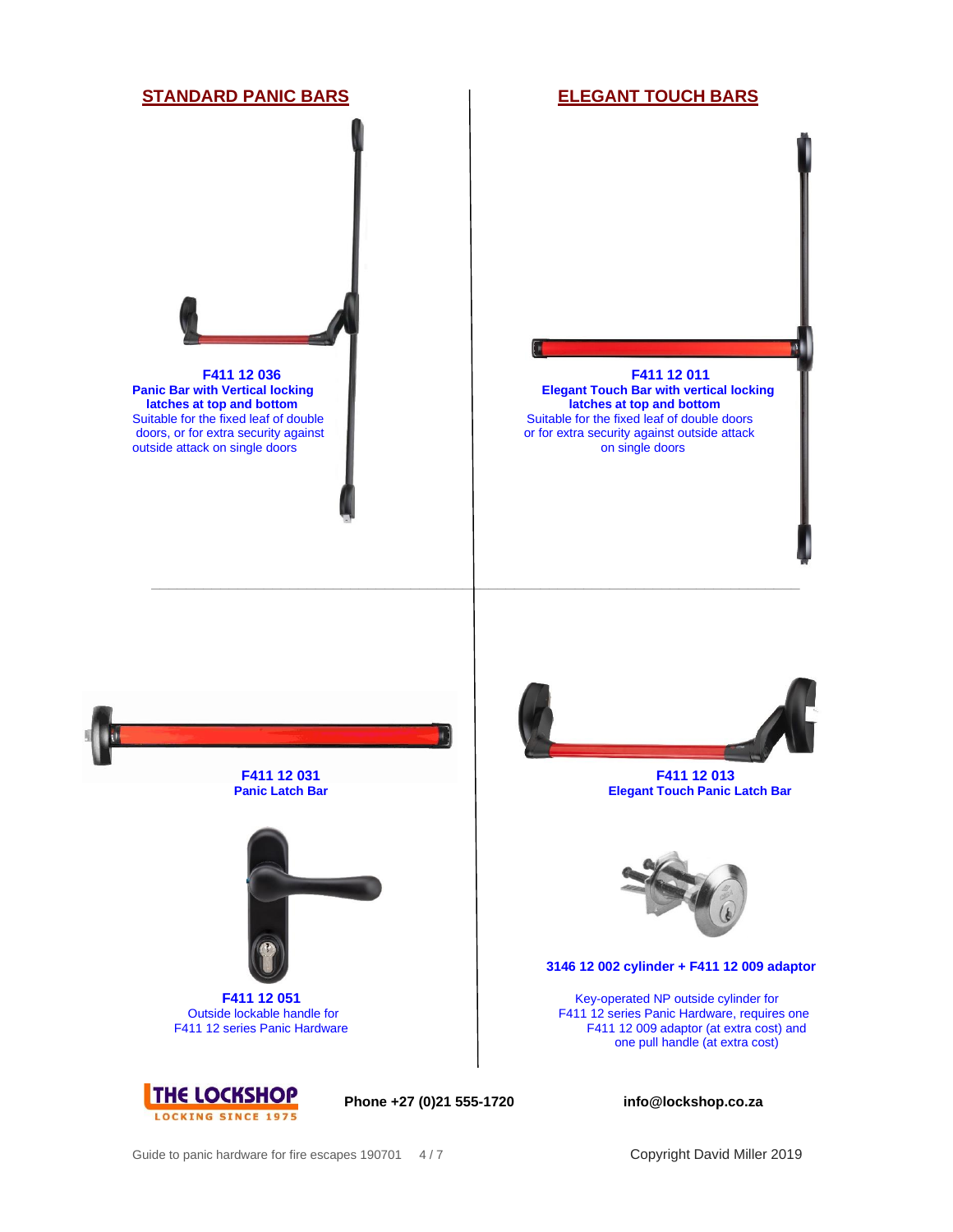## STANDARD PANIC BARS

**F411 12 036**
**Panic Bar with Vertical locking latches at top and bottom**
Suitable for the fixed leaf of double doors, or for extra security against outside attack on single doors

**F411 12 031**
**Panic Latch Bar**

**F411 12 051**
Outside lockable handle for F411 12 series Panic Hardware

## ELEGANT TOUCH BARS

**F411 12 011**
**Elegant Touch Bar with vertical locking latches at top and bottom**
Suitable for the fixed leaf of double doors or for extra security against outside attack on single doors

**F411 12 013**
**Elegant Touch Panic Latch Bar**

**3146 12 002 cylinder + F411 12 009 adaptor**

Key-operated NP outside cylinder for F411 12 series Panic Hardware, requires one F411 12 009 adaptor (at extra cost) and one pull handle (at extra cost)

THE LOCKSHOP
LOCKING SINCE 1975

**Phone +27 (0)21 555-1720** **info@lockshop.co.za**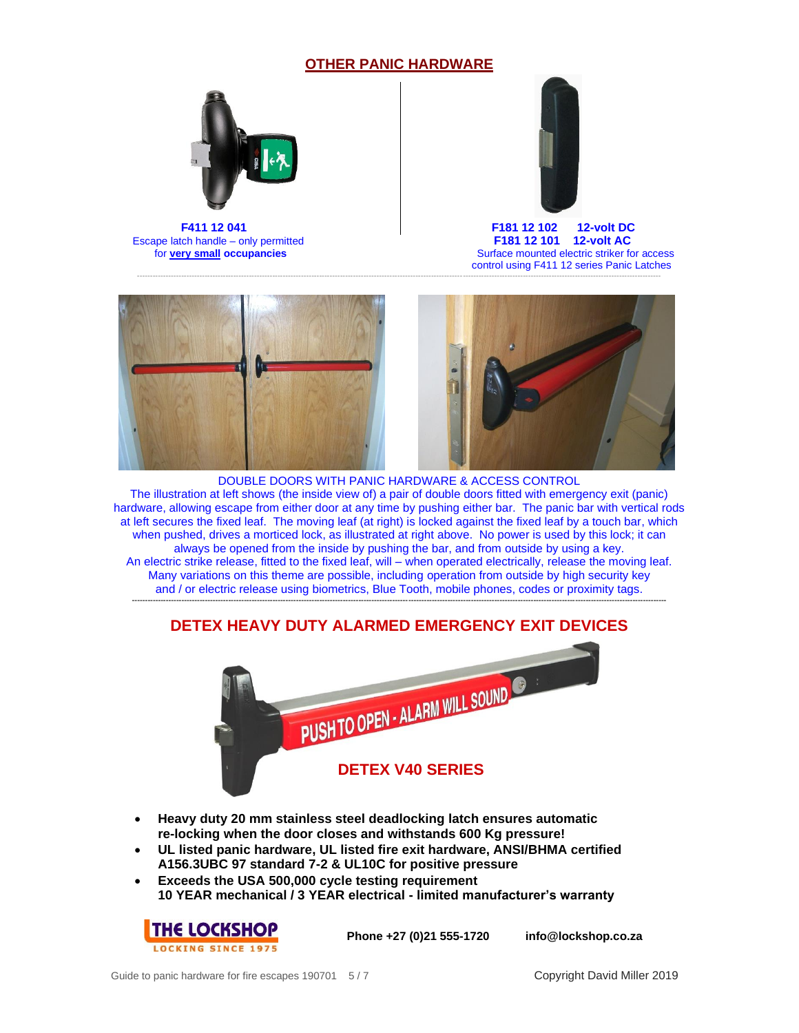## OTHER PANIC HARDWARE

**F411 12 041**
Escape latch handle – only permitted for **very small occupancies**

**F181 12 102 12-volt DC**
**F181 12 101 12-volt AC**
Surface mounted electric striker for access control using F411 12 series Panic Latches

DOUBLE DOORS WITH PANIC HARDWARE & ACCESS CONTROL

The illustration at left shows (the inside view of) a pair of double doors fitted with emergency exit (panic) hardware, allowing escape from either door at any time by pushing either bar. The panic bar with vertical rods at left secures the fixed leaf. The moving leaf (at right) is locked against the fixed leaf by a touch bar, which when pushed, drives a morticed lock, as illustrated at right above. No power is used by this lock; it can always be opened from the inside by pushing the bar, and from outside by using a key.
An electric strike release, fitted to the fixed leaf, will – when operated electrically, release the moving leaf. Many variations on this theme are possible, including operation from outside by high security key and / or electric release using biometrics, Blue Tooth, mobile phones, codes or proximity tags.

## DETEX HEAVY DUTY ALARMED EMERGENCY EXIT DEVICES

PUSH TO OPEN - ALARM WILL SOUND

### DETEX V40 SERIES

- **Heavy duty 20 mm stainless steel deadlocking latch ensures automatic re-locking when the door closes and withstands 600 Kg pressure!**
- **UL listed panic hardware, UL listed fire exit hardware, ANSI/BHMA certified A156.3UBC 97 standard 7-2 & UL10C for positive pressure**
- **Exceeds the USA 500,000 cycle testing requirement**
  **10 YEAR mechanical / 3 YEAR electrical - limited manufacturer's warranty**

THE LOCKSHOP
LOCKING SINCE 1975

**Phone +27 (0)21 555-1720** **info@lockshop.co.za**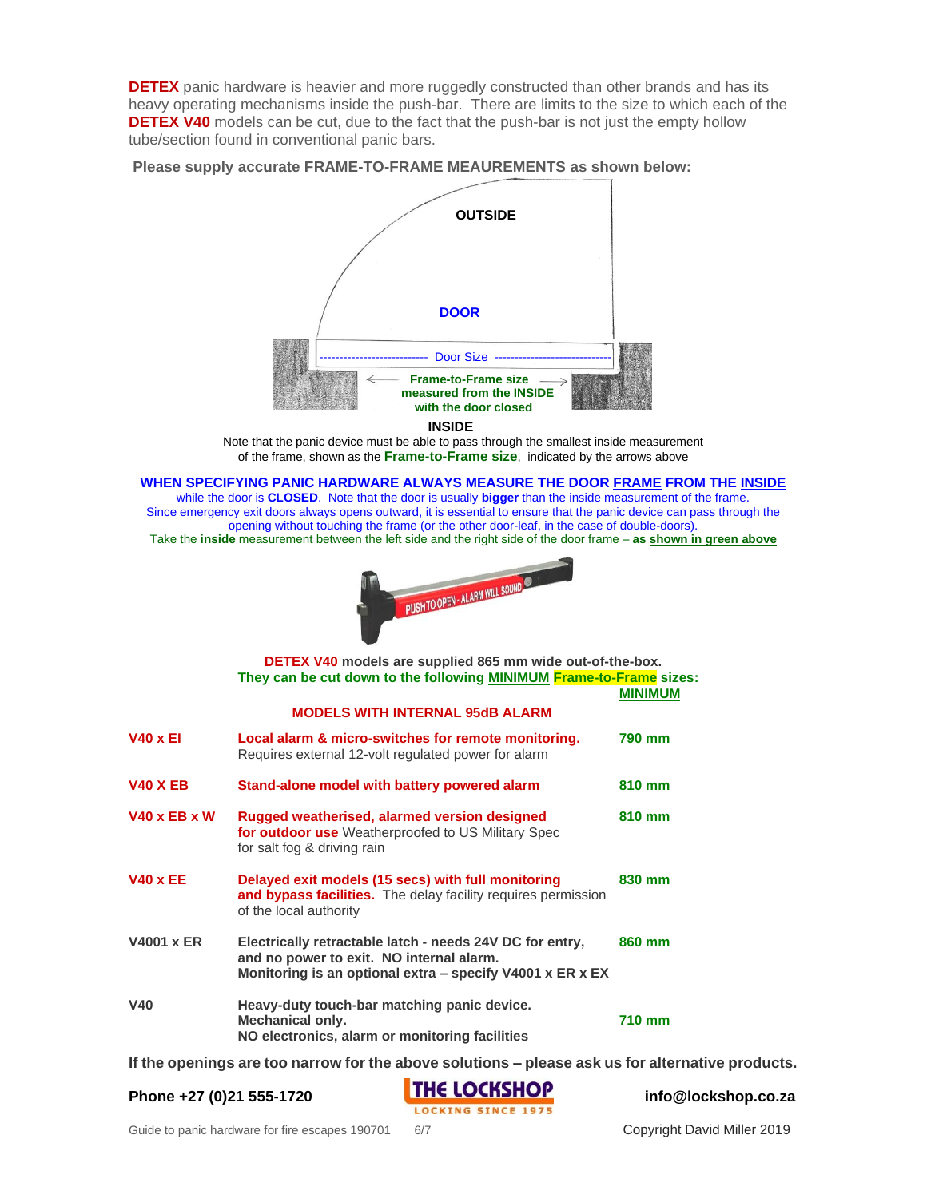**DETEX** panic hardware is heavier and more ruggedly constructed than other brands and has its heavy operating mechanisms inside the push-bar. There are limits to the size to which each of the **DETEX V40** models can be cut, due to the fact that the push-bar is not just the empty hollow tube/section found in conventional panic bars.

**Please supply accurate FRAME-TO-FRAME MEAUREMENTS as shown below:**

OUTSIDE

DOOR

Door Size

**Frame-to-Frame size measured from the INSIDE with the door closed**

**INSIDE**

Note that the panic device must be able to pass through the smallest inside measurement of the frame, shown as the **Frame-to-Frame size**, indicated by the arrows above

**WHEN SPECIFYING PANIC HARDWARE ALWAYS MEASURE THE DOOR FRAME FROM THE INSIDE** while the door is **CLOSED**. Note that the door is usually **bigger** than the inside measurement of the frame. Since emergency exit doors always opens outward, it is essential to ensure that the panic device can pass through the opening without touching the frame (or the other door-leaf, in the case of double-doors).
Take the **inside** measurement between the left side and the right side of the door frame – **as shown in green above**

**DETEX V40 models are supplied 865 mm wide out-of-the-box.**
**They can be cut down to the following MINIMUM Frame-to-Frame sizes:**

| | MODELS WITH INTERNAL 95dB ALARM | MINIMUM |
|---|---|---|
| **V40 x EI** | **Local alarm & micro-switches for remote monitoring.** Requires external 12-volt regulated power for alarm | **790 mm** |
| **V40 X EB** | **Stand-alone model with battery powered alarm** | **810 mm** |
| **V40 x EB x W** | **Rugged weatherised, alarmed version designed for outdoor use** Weatherproofed to US Military Spec for salt fog & driving rain | **810 mm** |
| **V40 x EE** | **Delayed exit models (15 secs) with full monitoring and bypass facilities.** The delay facility requires permission of the local authority | **830 mm** |
| **V4001 x ER** | **Electrically retractable latch - needs 24V DC for entry, and no power to exit. NO internal alarm. Monitoring is an optional extra – specify V4001 x ER x EX** | **860 mm** |
| **V40** | **Heavy-duty touch-bar matching panic device. Mechanical only. NO electronics, alarm or monitoring facilities** | **710 mm** |

**If the openings are too narrow for the above solutions – please ask us for alternative products.**

**Phone +27 (0)21 555-1720** | **THE LOCKSHOP** LOCKING SINCE 1975 | **info@lockshop.co.za**

Guide to panic hardware for fire escapes 190701 | Copyright David Miller 2019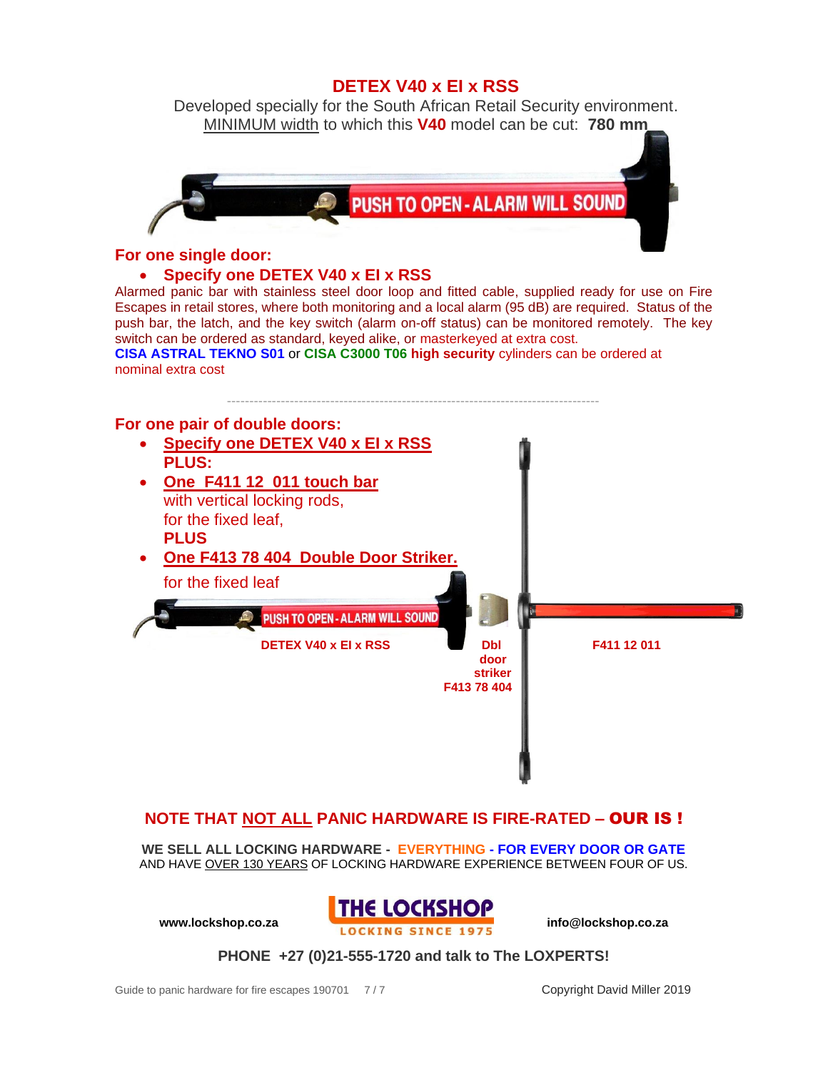# DETEX V40 x EI x RSS

Developed specially for the South African Retail Security environment.
MINIMUM width to which this **V40** model can be cut: **780 mm**

PUSH TO OPEN - ALARM WILL SOUND

## For one single door:

- **Specify one DETEX V40 x EI x RSS**

Alarmed panic bar with stainless steel door loop and fitted cable, supplied ready for use on Fire Escapes in retail stores, where both monitoring and a local alarm (95 dB) are required. Status of the push bar, the latch, and the key switch (alarm on-off status) can be monitored remotely. The key switch can be ordered as standard, keyed alike, or masterkeyed at extra cost.
**CISA ASTRAL TEKNO S01** or **CISA C3000 T06 high security** cylinders can be ordered at nominal extra cost

---

## For one pair of double doors:

- **Specify one DETEX V40 x EI x RSS**
  **PLUS:**
- **One F411 12 011 touch bar**
  with vertical locking rods,
  for the fixed leaf,
  **PLUS**
- **One F413 78 404 Double Door Striker.**
  for the fixed leaf

PUSH TO OPEN - ALARM WILL SOUND

**DETEX V40 x EI x RSS**

**Dbl door striker F413 78 404**

**F411 12 011**

**NOTE THAT NOT ALL PANIC HARDWARE IS FIRE-RATED – OUR IS !**

**WE SELL ALL LOCKING HARDWARE - EVERYTHING - FOR EVERY DOOR OR GATE**
AND HAVE OVER 130 YEARS OF LOCKING HARDWARE EXPERIENCE BETWEEN FOUR OF US.

**www.lockshop.co.za** THE LOCKSHOP LOCKING SINCE 1975 **info@lockshop.co.za**

**PHONE +27 (0)21-555-1720 and talk to The LOXPERTS!**

Guide to panic hardware for fire escapes 190701 Copyright David Miller 2019